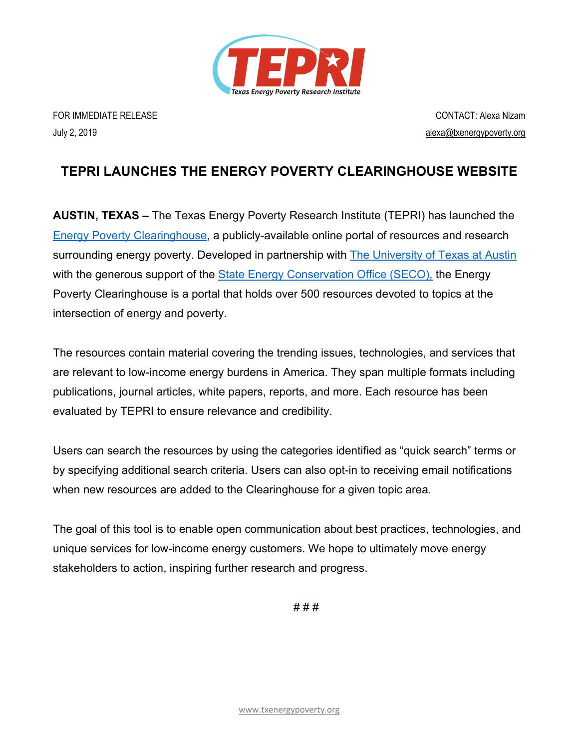TEPRI
Texas Energy Poverty Research Institute

FOR IMMEDIATE RELEASE
July 2, 2019

CONTACT: Alexa Nizam
alexa@txenergypoverty.org

# TEPRI LAUNCHES THE ENERGY POVERTY CLEARINGHOUSE WEBSITE

**AUSTIN, TEXAS –** The Texas Energy Poverty Research Institute (TEPRI) has launched the Energy Poverty Clearinghouse, a publicly-available online portal of resources and research surrounding energy poverty. Developed in partnership with The University of Texas at Austin with the generous support of the State Energy Conservation Office (SECO), the Energy Poverty Clearinghouse is a portal that holds over 500 resources devoted to topics at the intersection of energy and poverty.

The resources contain material covering the trending issues, technologies, and services that are relevant to low-income energy burdens in America. They span multiple formats including publications, journal articles, white papers, reports, and more. Each resource has been evaluated by TEPRI to ensure relevance and credibility.

Users can search the resources by using the categories identified as "quick search" terms or by specifying additional search criteria. Users can also opt-in to receiving email notifications when new resources are added to the Clearinghouse for a given topic area.

The goal of this tool is to enable open communication about best practices, technologies, and unique services for low-income energy customers. We hope to ultimately move energy stakeholders to action, inspiring further research and progress.

# # #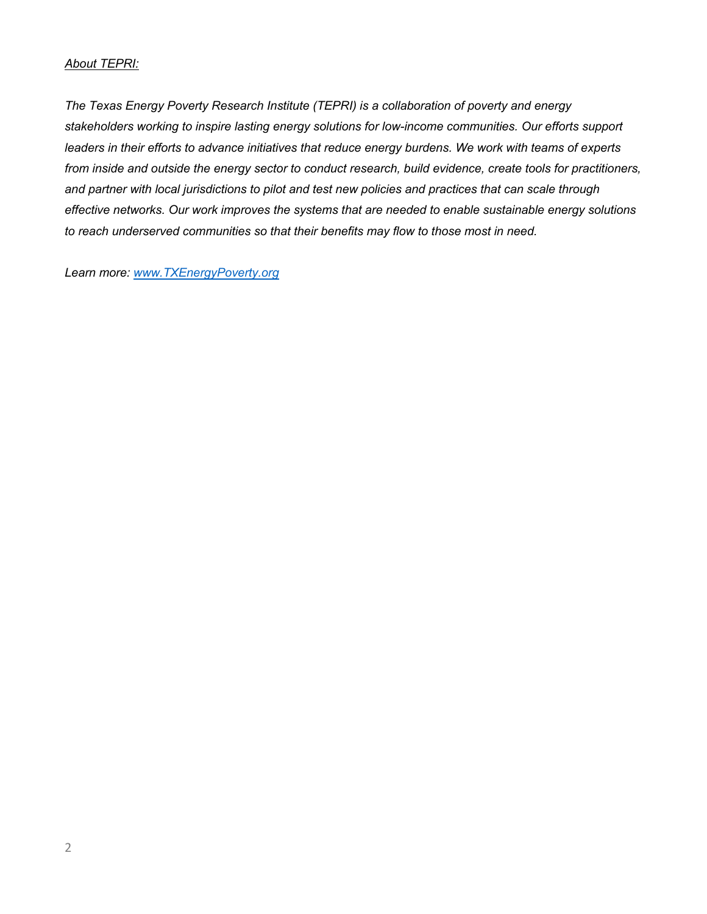*<u>About TEPRI:</u>*

*The Texas Energy Poverty Research Institute (TEPRI) is a collaboration of poverty and energy stakeholders working to inspire lasting energy solutions for low-income communities. Our efforts support leaders in their efforts to advance initiatives that reduce energy burdens. We work with teams of experts from inside and outside the energy sector to conduct research, build evidence, create tools for practitioners, and partner with local jurisdictions to pilot and test new policies and practices that can scale through effective networks. Our work improves the systems that are needed to enable sustainable energy solutions to reach underserved communities so that their benefits may flow to those most in need.*

*Learn more: [www.TXEnergyPoverty.org](http://www.TXEnergyPoverty.org)*